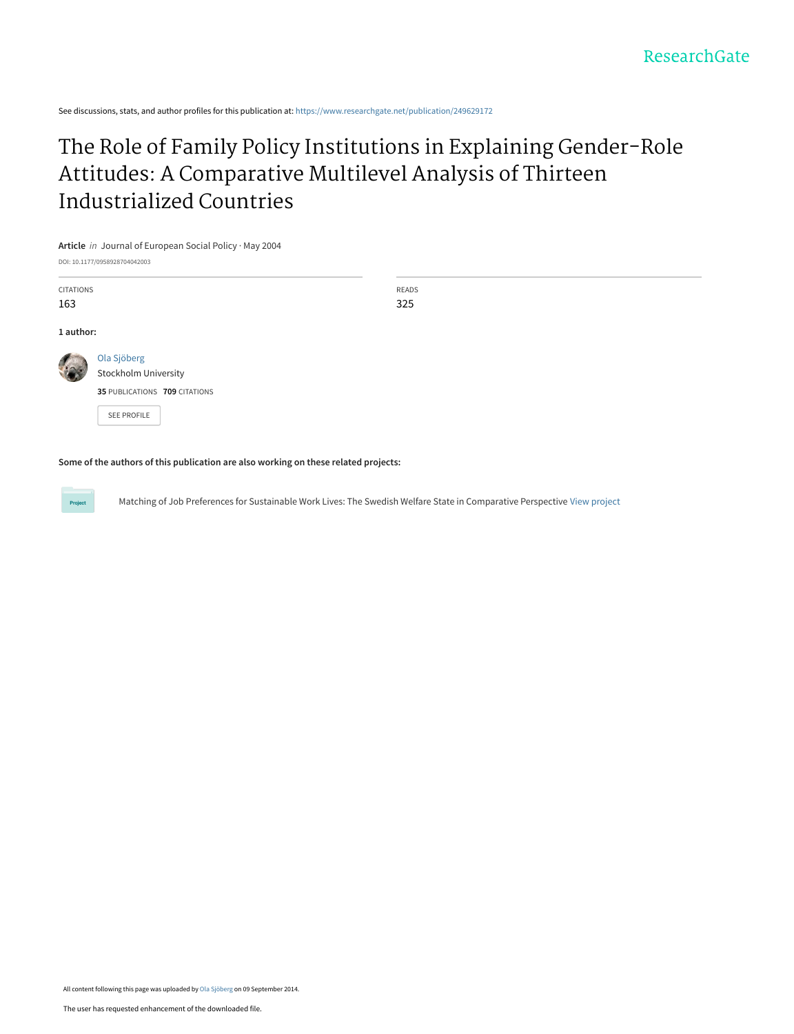ResearchGate

See discussions, stats, and author profiles for this publication at: https://www.researchgate.net/publication/249629172

# The Role of Family Policy Institutions in Explaining Gender-Role Attitudes: A Comparative Multilevel Analysis of Thirteen Industrialized Countries

**Article** *in* Journal of European Social Policy · May 2004

DOI: 10.1177/0958928704042003

| CITATIONS | READS |
|---|---|
| 163 | 325 |

**1 author:**

Ola Sjöberg
Stockholm University
**35** PUBLICATIONS **709** CITATIONS

SEE PROFILE

**Some of the authors of this publication are also working on these related projects:**

Project: Matching of Job Preferences for Sustainable Work Lives: The Swedish Welfare State in Comparative Perspective View project

All content following this page was uploaded by Ola Sjöberg on 09 September 2014.

The user has requested enhancement of the downloaded file.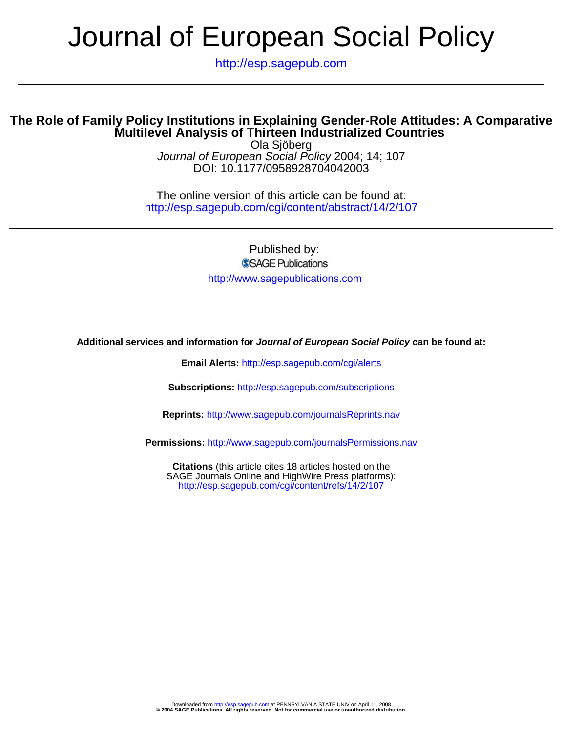# Journal of European Social Policy

http://esp.sagepub.com

## The Role of Family Policy Institutions in Explaining Gender-Role Attitudes: A Comparative Multilevel Analysis of Thirteen Industrialized Countries

Ola Sjöberg

*Journal of European Social Policy* 2004; 14; 107

DOI: 10.1177/0958928704042003

The online version of this article can be found at:
http://esp.sagepub.com/cgi/content/abstract/14/2/107

Published by:

SAGE Publications

http://www.sagepublications.com

**Additional services and information for *Journal of European Social Policy* can be found at:**

**Email Alerts:** http://esp.sagepub.com/cgi/alerts

**Subscriptions:** http://esp.sagepub.com/subscriptions

**Reprints:** http://www.sagepub.com/journalsReprints.nav

**Permissions:** http://www.sagepub.com/journalsPermissions.nav

**Citations** (this article cites 18 articles hosted on the SAGE Journals Online and HighWire Press platforms):
http://esp.sagepub.com/cgi/content/refs/14/2/107

Downloaded from http://esp.sagepub.com at PENNSYLVANIA STATE UNIV on April 11, 2008
**© 2004 SAGE Publications. All rights reserved. Not for commercial use or unauthorized distribution.**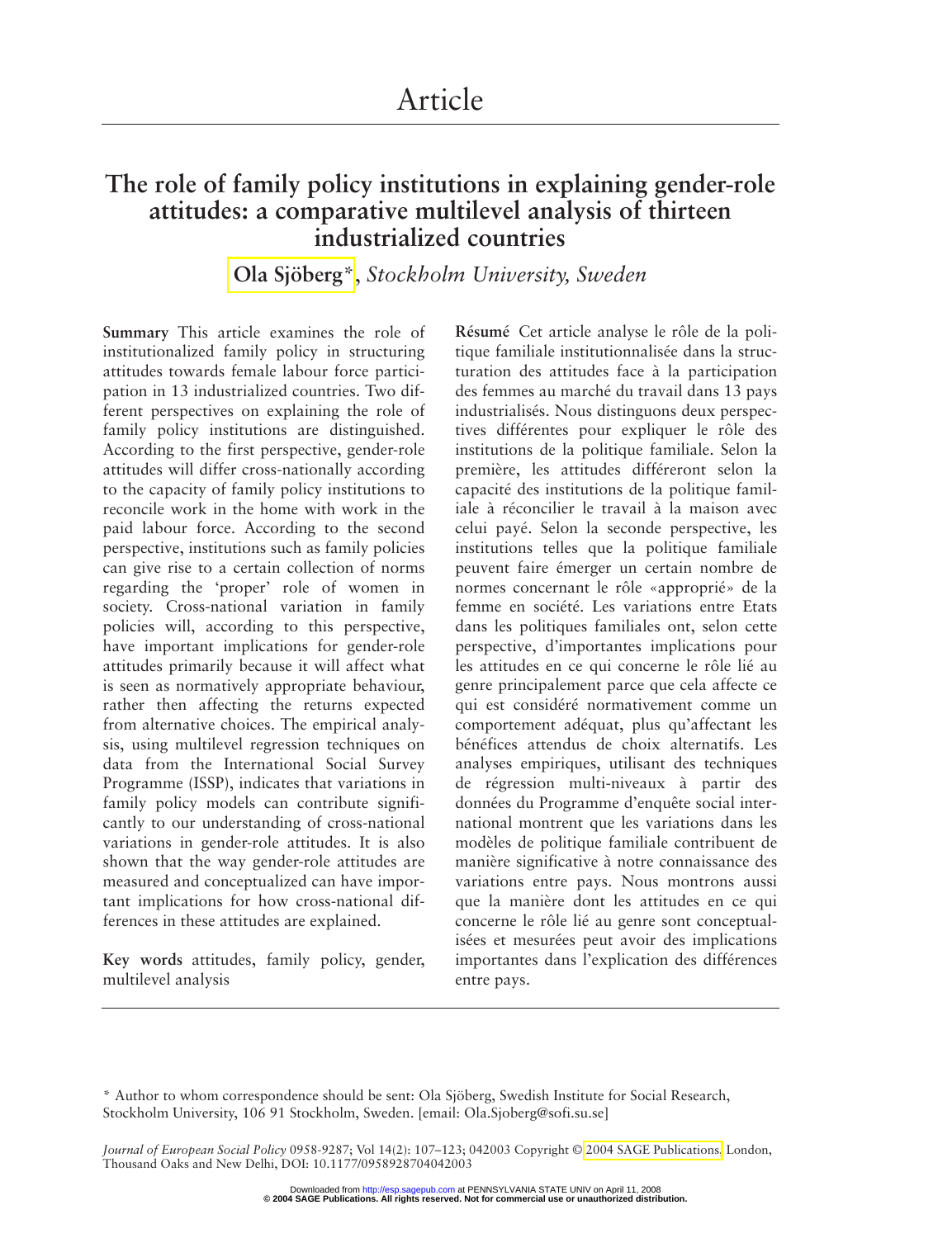# Article

# The role of family policy institutions in explaining gender-role attitudes: a comparative multilevel analysis of thirteen industrialized countries

**Ola Sjöberg***, *Stockholm University, Sweden*

**Summary** This article examines the role of institutionalized family policy in structuring attitudes towards female labour force participation in 13 industrialized countries. Two different perspectives on explaining the role of family policy institutions are distinguished. According to the first perspective, gender-role attitudes will differ cross-nationally according to the capacity of family policy institutions to reconcile work in the home with work in the paid labour force. According to the second perspective, institutions such as family policies can give rise to a certain collection of norms regarding the 'proper' role of women in society. Cross-national variation in family policies will, according to this perspective, have important implications for gender-role attitudes primarily because it will affect what is seen as normatively appropriate behaviour, rather then affecting the returns expected from alternative choices. The empirical analysis, using multilevel regression techniques on data from the International Social Survey Programme (ISSP), indicates that variations in family policy models can contribute significantly to our understanding of cross-national variations in gender-role attitudes. It is also shown that the way gender-role attitudes are measured and conceptualized can have important implications for how cross-national differences in these attitudes are explained.

**Key words** attitudes, family policy, gender, multilevel analysis

**Résumé** Cet article analyse le rôle de la politique familiale institutionnalisée dans la structuration des attitudes face à la participation des femmes au marché du travail dans 13 pays industrialisés. Nous distinguons deux perspectives différentes pour expliquer le rôle des institutions de la politique familiale. Selon la première, les attitudes différeront selon la capacité des institutions de la politique familiale à réconcilier le travail à la maison avec celui payé. Selon la seconde perspective, les institutions telles que la politique familiale peuvent faire émerger un certain nombre de normes concernant le rôle «approprié» de la femme en société. Les variations entre Etats dans les politiques familiales ont, selon cette perspective, d'importantes implications pour les attitudes en ce qui concerne le rôle lié au genre principalement parce que cela affecte ce qui est considéré normativement comme un comportement adéquat, plus qu'affectant les bénéfices attendus de choix alternatifs. Les analyses empiriques, utilisant des techniques de régression multi-niveaux à partir des données du Programme d'enquête social international montrent que les variations dans les modèles de politique familiale contribuent de manière significative à notre connaissance des variations entre pays. Nous montrons aussi que la manière dont les attitudes en ce qui concerne le rôle lié au genre sont conceptualisées et mesurées peut avoir des implications importantes dans l'explication des différences entre pays.

\* Author to whom correspondence should be sent: Ola Sjöberg, Swedish Institute for Social Research, Stockholm University, 106 91 Stockholm, Sweden. [email: Ola.Sjoberg@sofi.su.se]

*Journal of European Social Policy* 0958-9287; Vol 14(2): 107–123; 042003 Copyright © 2004 SAGE Publications, London, Thousand Oaks and New Delhi, DOI: 10.1177/0958928704042003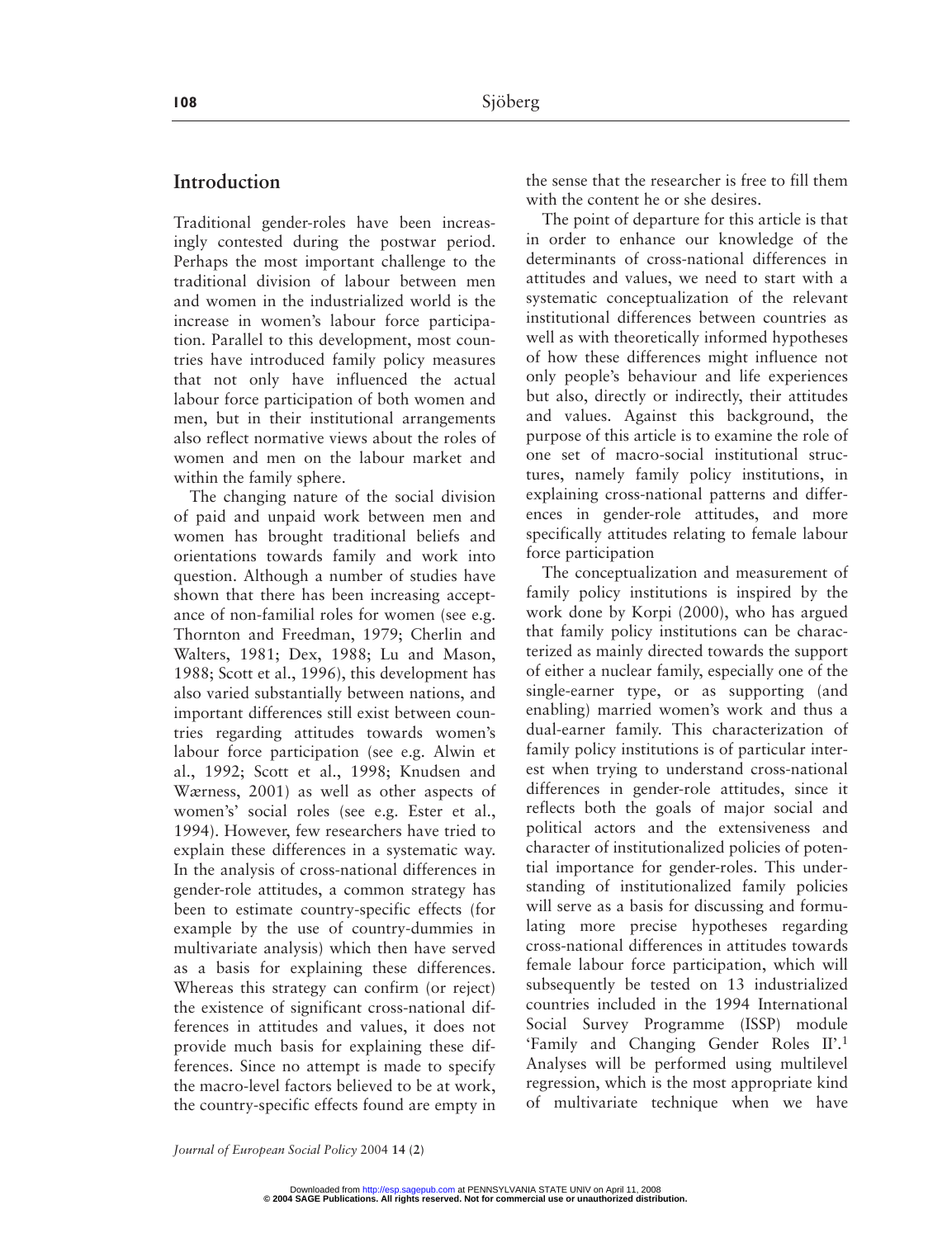## Introduction

Traditional gender-roles have been increasingly contested during the postwar period. Perhaps the most important challenge to the traditional division of labour between men and women in the industrialized world is the increase in women's labour force participation. Parallel to this development, most countries have introduced family policy measures that not only have influenced the actual labour force participation of both women and men, but in their institutional arrangements also reflect normative views about the roles of women and men on the labour market and within the family sphere.

The changing nature of the social division of paid and unpaid work between men and women has brought traditional beliefs and orientations towards family and work into question. Although a number of studies have shown that there has been increasing acceptance of non-familial roles for women (see e.g. Thornton and Freedman, 1979; Cherlin and Walters, 1981; Dex, 1988; Lu and Mason, 1988; Scott et al., 1996), this development has also varied substantially between nations, and important differences still exist between countries regarding attitudes towards women's labour force participation (see e.g. Alwin et al., 1992; Scott et al., 1998; Knudsen and Wærness, 2001) as well as other aspects of women's' social roles (see e.g. Ester et al., 1994). However, few researchers have tried to explain these differences in a systematic way. In the analysis of cross-national differences in gender-role attitudes, a common strategy has been to estimate country-specific effects (for example by the use of country-dummies in multivariate analysis) which then have served as a basis for explaining these differences. Whereas this strategy can confirm (or reject) the existence of significant cross-national differences in attitudes and values, it does not provide much basis for explaining these differences. Since no attempt is made to specify the macro-level factors believed to be at work, the country-specific effects found are empty in the sense that the researcher is free to fill them with the content he or she desires.

The point of departure for this article is that in order to enhance our knowledge of the determinants of cross-national differences in attitudes and values, we need to start with a systematic conceptualization of the relevant institutional differences between countries as well as with theoretically informed hypotheses of how these differences might influence not only people's behaviour and life experiences but also, directly or indirectly, their attitudes and values. Against this background, the purpose of this article is to examine the role of one set of macro-social institutional structures, namely family policy institutions, in explaining cross-national patterns and differences in gender-role attitudes, and more specifically attitudes relating to female labour force participation

The conceptualization and measurement of family policy institutions is inspired by the work done by Korpi (2000), who has argued that family policy institutions can be characterized as mainly directed towards the support of either a nuclear family, especially one of the single-earner type, or as supporting (and enabling) married women's work and thus a dual-earner family. This characterization of family policy institutions is of particular interest when trying to understand cross-national differences in gender-role attitudes, since it reflects both the goals of major social and political actors and the extensiveness and character of institutionalized policies of potential importance for gender-roles. This understanding of institutionalized family policies will serve as a basis for discussing and formulating more precise hypotheses regarding cross-national differences in attitudes towards female labour force participation, which will subsequently be tested on 13 industrialized countries included in the 1994 International Social Survey Programme (ISSP) module 'Family and Changing Gender Roles II'.[1] Analyses will be performed using multilevel regression, which is the most appropriate kind of multivariate technique when we have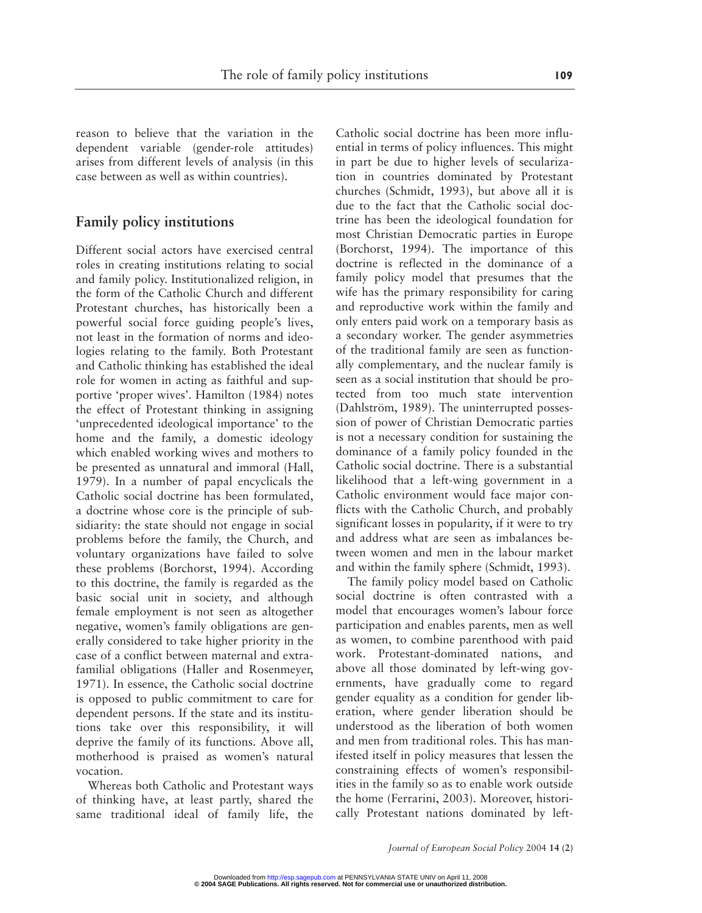reason to believe that the variation in the dependent variable (gender-role attitudes) arises from different levels of analysis (in this case between as well as within countries).

## Family policy institutions

Different social actors have exercised central roles in creating institutions relating to social and family policy. Institutionalized religion, in the form of the Catholic Church and different Protestant churches, has historically been a powerful social force guiding people's lives, not least in the formation of norms and ideologies relating to the family. Both Protestant and Catholic thinking has established the ideal role for women in acting as faithful and supportive 'proper wives'. Hamilton (1984) notes the effect of Protestant thinking in assigning 'unprecedented ideological importance' to the home and the family, a domestic ideology which enabled working wives and mothers to be presented as unnatural and immoral (Hall, 1979). In a number of papal encyclicals the Catholic social doctrine has been formulated, a doctrine whose core is the principle of subsidiarity: the state should not engage in social problems before the family, the Church, and voluntary organizations have failed to solve these problems (Borchorst, 1994). According to this doctrine, the family is regarded as the basic social unit in society, and although female employment is not seen as altogether negative, women's family obligations are generally considered to take higher priority in the case of a conflict between maternal and extra-familial obligations (Haller and Rosenmeyer, 1971). In essence, the Catholic social doctrine is opposed to public commitment to care for dependent persons. If the state and its institutions take over this responsibility, it will deprive the family of its functions. Above all, motherhood is praised as women's natural vocation.

Whereas both Catholic and Protestant ways of thinking have, at least partly, shared the same traditional ideal of family life, the Catholic social doctrine has been more influential in terms of policy influences. This might in part be due to higher levels of secularization in countries dominated by Protestant churches (Schmidt, 1993), but above all it is due to the fact that the Catholic social doctrine has been the ideological foundation for most Christian Democratic parties in Europe (Borchorst, 1994). The importance of this doctrine is reflected in the dominance of a family policy model that presumes that the wife has the primary responsibility for caring and reproductive work within the family and only enters paid work on a temporary basis as a secondary worker. The gender asymmetries of the traditional family are seen as functionally complementary, and the nuclear family is seen as a social institution that should be protected from too much state intervention (Dahlström, 1989). The uninterrupted possession of power of Christian Democratic parties is not a necessary condition for sustaining the dominance of a family policy founded in the Catholic social doctrine. There is a substantial likelihood that a left-wing government in a Catholic environment would face major conflicts with the Catholic Church, and probably significant losses in popularity, if it were to try and address what are seen as imbalances between women and men in the labour market and within the family sphere (Schmidt, 1993).

The family policy model based on Catholic social doctrine is often contrasted with a model that encourages women's labour force participation and enables parents, men as well as women, to combine parenthood with paid work. Protestant-dominated nations, and above all those dominated by left-wing governments, have gradually come to regard gender equality as a condition for gender liberation, where gender liberation should be understood as the liberation of both women and men from traditional roles. This has manifested itself in policy measures that lessen the constraining effects of women's responsibilities in the family so as to enable work outside the home (Ferrarini, 2003). Moreover, historically Protestant nations dominated by left-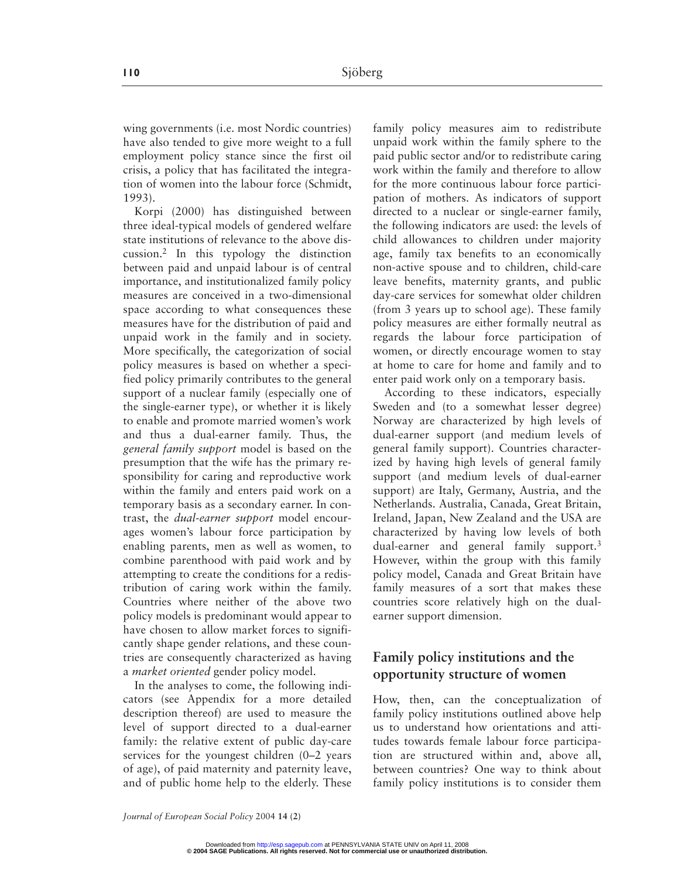wing governments (i.e. most Nordic countries) have also tended to give more weight to a full employment policy stance since the first oil crisis, a policy that has facilitated the integration of women into the labour force (Schmidt, 1993).

Korpi (2000) has distinguished between three ideal-typical models of gendered welfare state institutions of relevance to the above discussion.[2] In this typology the distinction between paid and unpaid labour is of central importance, and institutionalized family policy measures are conceived in a two-dimensional space according to what consequences these measures have for the distribution of paid and unpaid work in the family and in society. More specifically, the categorization of social policy measures is based on whether a specified policy primarily contributes to the general support of a nuclear family (especially one of the single-earner type), or whether it is likely to enable and promote married women's work and thus a dual-earner family. Thus, the *general family support* model is based on the presumption that the wife has the primary responsibility for caring and reproductive work within the family and enters paid work on a temporary basis as a secondary earner. In contrast, the *dual-earner support* model encourages women's labour force participation by enabling parents, men as well as women, to combine parenthood with paid work and by attempting to create the conditions for a redistribution of caring work within the family. Countries where neither of the above two policy models is predominant would appear to have chosen to allow market forces to significantly shape gender relations, and these countries are consequently characterized as having a *market oriented* gender policy model.

In the analyses to come, the following indicators (see Appendix for a more detailed description thereof) are used to measure the level of support directed to a dual-earner family: the relative extent of public day-care services for the youngest children (0–2 years of age), of paid maternity and paternity leave, and of public home help to the elderly. These family policy measures aim to redistribute unpaid work within the family sphere to the paid public sector and/or to redistribute caring work within the family and therefore to allow for the more continuous labour force participation of mothers. As indicators of support directed to a nuclear or single-earner family, the following indicators are used: the levels of child allowances to children under majority age, family tax benefits to an economically non-active spouse and to children, child-care leave benefits, maternity grants, and public day-care services for somewhat older children (from 3 years up to school age). These family policy measures are either formally neutral as regards the labour force participation of women, or directly encourage women to stay at home to care for home and family and to enter paid work only on a temporary basis.

According to these indicators, especially Sweden and (to a somewhat lesser degree) Norway are characterized by high levels of dual-earner support (and medium levels of general family support). Countries characterized by having high levels of general family support (and medium levels of dual-earner support) are Italy, Germany, Austria, and the Netherlands. Australia, Canada, Great Britain, Ireland, Japan, New Zealand and the USA are characterized by having low levels of both dual-earner and general family support.[3] However, within the group with this family policy model, Canada and Great Britain have family measures of a sort that makes these countries score relatively high on the dual-earner support dimension.

## Family policy institutions and the opportunity structure of women

How, then, can the conceptualization of family policy institutions outlined above help us to understand how orientations and attitudes towards female labour force participation are structured within and, above all, between countries? One way to think about family policy institutions is to consider them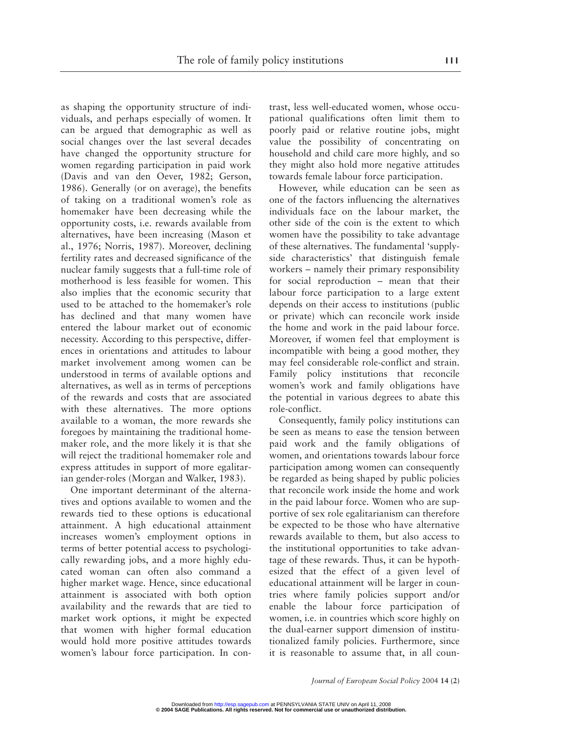as shaping the opportunity structure of individuals, and perhaps especially of women. It can be argued that demographic as well as social changes over the last several decades have changed the opportunity structure for women regarding participation in paid work (Davis and van den Oever, 1982; Gerson, 1986). Generally (or on average), the benefits of taking on a traditional women's role as homemaker have been decreasing while the opportunity costs, i.e. rewards available from alternatives, have been increasing (Mason et al., 1976; Norris, 1987). Moreover, declining fertility rates and decreased significance of the nuclear family suggests that a full-time role of motherhood is less feasible for women. This also implies that the economic security that used to be attached to the homemaker's role has declined and that many women have entered the labour market out of economic necessity. According to this perspective, differences in orientations and attitudes to labour market involvement among women can be understood in terms of available options and alternatives, as well as in terms of perceptions of the rewards and costs that are associated with these alternatives. The more options available to a woman, the more rewards she foregoes by maintaining the traditional homemaker role, and the more likely it is that she will reject the traditional homemaker role and express attitudes in support of more egalitarian gender-roles (Morgan and Walker, 1983).

One important determinant of the alternatives and options available to women and the rewards tied to these options is educational attainment. A high educational attainment increases women's employment options in terms of better potential access to psychologically rewarding jobs, and a more highly educated woman can often also command a higher market wage. Hence, since educational attainment is associated with both option availability and the rewards that are tied to market work options, it might be expected that women with higher formal education would hold more positive attitudes towards women's labour force participation. In contrast, less well-educated women, whose occupational qualifications often limit them to poorly paid or relative routine jobs, might value the possibility of concentrating on household and child care more highly, and so they might also hold more negative attitudes towards female labour force participation.

However, while education can be seen as one of the factors influencing the alternatives individuals face on the labour market, the other side of the coin is the extent to which women have the possibility to take advantage of these alternatives. The fundamental 'supply-side characteristics' that distinguish female workers – namely their primary responsibility for social reproduction – mean that their labour force participation to a large extent depends on their access to institutions (public or private) which can reconcile work inside the home and work in the paid labour force. Moreover, if women feel that employment is incompatible with being a good mother, they may feel considerable role-conflict and strain. Family policy institutions that reconcile women's work and family obligations have the potential in various degrees to abate this role-conflict.

Consequently, family policy institutions can be seen as means to ease the tension between paid work and the family obligations of women, and orientations towards labour force participation among women can consequently be regarded as being shaped by public policies that reconcile work inside the home and work in the paid labour force. Women who are supportive of sex role egalitarianism can therefore be expected to be those who have alternative rewards available to them, but also access to the institutional opportunities to take advantage of these rewards. Thus, it can be hypothesized that the effect of a given level of educational attainment will be larger in countries where family policies support and/or enable the labour force participation of women, i.e. in countries which score highly on the dual-earner support dimension of institutionalized family policies. Furthermore, since it is reasonable to assume that, in all coun-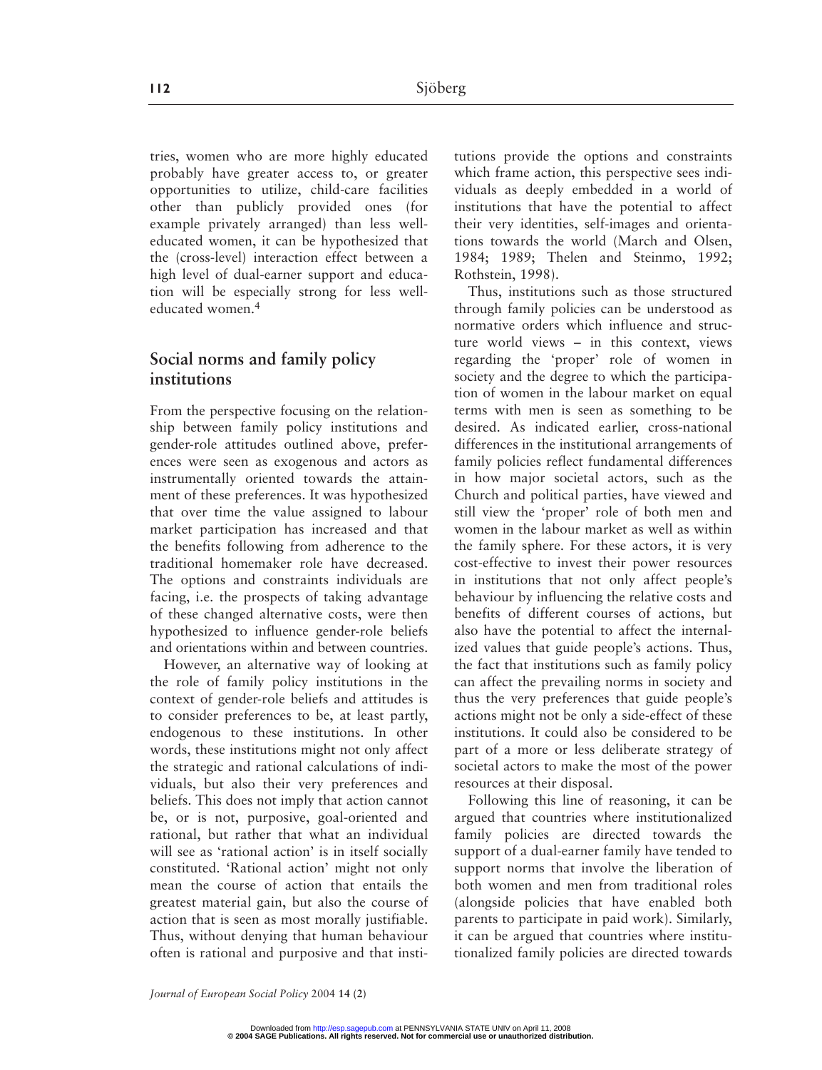tries, women who are more highly educated probably have greater access to, or greater opportunities to utilize, child-care facilities other than publicly provided ones (for example privately arranged) than less well-educated women, it can be hypothesized that the (cross-level) interaction effect between a high level of dual-earner support and education will be especially strong for less well-educated women.[4]

## Social norms and family policy institutions

From the perspective focusing on the relationship between family policy institutions and gender-role attitudes outlined above, preferences were seen as exogenous and actors as instrumentally oriented towards the attainment of these preferences. It was hypothesized that over time the value assigned to labour market participation has increased and that the benefits following from adherence to the traditional homemaker role have decreased. The options and constraints individuals are facing, i.e. the prospects of taking advantage of these changed alternative costs, were then hypothesized to influence gender-role beliefs and orientations within and between countries.

However, an alternative way of looking at the role of family policy institutions in the context of gender-role beliefs and attitudes is to consider preferences to be, at least partly, endogenous to these institutions. In other words, these institutions might not only affect the strategic and rational calculations of individuals, but also their very preferences and beliefs. This does not imply that action cannot be, or is not, purposive, goal-oriented and rational, but rather that what an individual will see as 'rational action' is in itself socially constituted. 'Rational action' might not only mean the course of action that entails the greatest material gain, but also the course of action that is seen as most morally justifiable. Thus, without denying that human behaviour often is rational and purposive and that institutions provide the options and constraints which frame action, this perspective sees individuals as deeply embedded in a world of institutions that have the potential to affect their very identities, self-images and orientations towards the world (March and Olsen, 1984; 1989; Thelen and Steinmo, 1992; Rothstein, 1998).

Thus, institutions such as those structured through family policies can be understood as normative orders which influence and structure world views – in this context, views regarding the 'proper' role of women in society and the degree to which the participation of women in the labour market on equal terms with men is seen as something to be desired. As indicated earlier, cross-national differences in the institutional arrangements of family policies reflect fundamental differences in how major societal actors, such as the Church and political parties, have viewed and still view the 'proper' role of both men and women in the labour market as well as within the family sphere. For these actors, it is very cost-effective to invest their power resources in institutions that not only affect people's behaviour by influencing the relative costs and benefits of different courses of actions, but also have the potential to affect the internalized values that guide people's actions. Thus, the fact that institutions such as family policy can affect the prevailing norms in society and thus the very preferences that guide people's actions might not be only a side-effect of these institutions. It could also be considered to be part of a more or less deliberate strategy of societal actors to make the most of the power resources at their disposal.

Following this line of reasoning, it can be argued that countries where institutionalized family policies are directed towards the support of a dual-earner family have tended to support norms that involve the liberation of both women and men from traditional roles (alongside policies that have enabled both parents to participate in paid work). Similarly, it can be argued that countries where institutionalized family policies are directed towards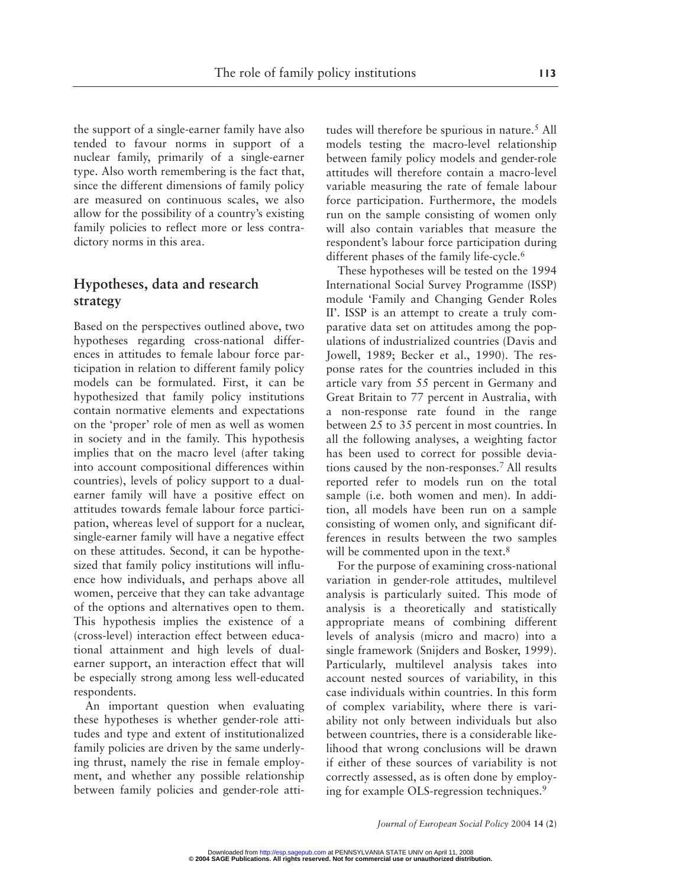the support of a single-earner family have also tended to favour norms in support of a nuclear family, primarily of a single-earner type. Also worth remembering is the fact that, since the different dimensions of family policy are measured on continuous scales, we also allow for the possibility of a country's existing family policies to reflect more or less contradictory norms in this area.

## Hypotheses, data and research strategy

Based on the perspectives outlined above, two hypotheses regarding cross-national differences in attitudes to female labour force participation in relation to different family policy models can be formulated. First, it can be hypothesized that family policy institutions contain normative elements and expectations on the 'proper' role of men as well as women in society and in the family. This hypothesis implies that on the macro level (after taking into account compositional differences within countries), levels of policy support to a dual-earner family will have a positive effect on attitudes towards female labour force participation, whereas level of support for a nuclear, single-earner family will have a negative effect on these attitudes. Second, it can be hypothesized that family policy institutions will influence how individuals, and perhaps above all women, perceive that they can take advantage of the options and alternatives open to them. This hypothesis implies the existence of a (cross-level) interaction effect between educational attainment and high levels of dual-earner support, an interaction effect that will be especially strong among less well-educated respondents.

An important question when evaluating these hypotheses is whether gender-role attitudes and type and extent of institutionalized family policies are driven by the same underlying thrust, namely the rise in female employment, and whether any possible relationship between family policies and gender-role attitudes will therefore be spurious in nature.[5] All models testing the macro-level relationship between family policy models and gender-role attitudes will therefore contain a macro-level variable measuring the rate of female labour force participation. Furthermore, the models run on the sample consisting of women only will also contain variables that measure the respondent's labour force participation during different phases of the family life-cycle.[6]

These hypotheses will be tested on the 1994 International Social Survey Programme (ISSP) module 'Family and Changing Gender Roles II'. ISSP is an attempt to create a truly comparative data set on attitudes among the populations of industrialized countries (Davis and Jowell, 1989; Becker et al., 1990). The response rates for the countries included in this article vary from 55 percent in Germany and Great Britain to 77 percent in Australia, with a non-response rate found in the range between 25 to 35 percent in most countries. In all the following analyses, a weighting factor has been used to correct for possible deviations caused by the non-responses.[7] All results reported refer to models run on the total sample (i.e. both women and men). In addition, all models have been run on a sample consisting of women only, and significant differences in results between the two samples will be commented upon in the text.[8]

For the purpose of examining cross-national variation in gender-role attitudes, multilevel analysis is particularly suited. This mode of analysis is a theoretically and statistically appropriate means of combining different levels of analysis (micro and macro) into a single framework (Snijders and Bosker, 1999). Particularly, multilevel analysis takes into account nested sources of variability, in this case individuals within countries. In this form of complex variability, where there is variability not only between individuals but also between countries, there is a considerable likelihood that wrong conclusions will be drawn if either of these sources of variability is not correctly assessed, as is often done by employing for example OLS-regression techniques.[9]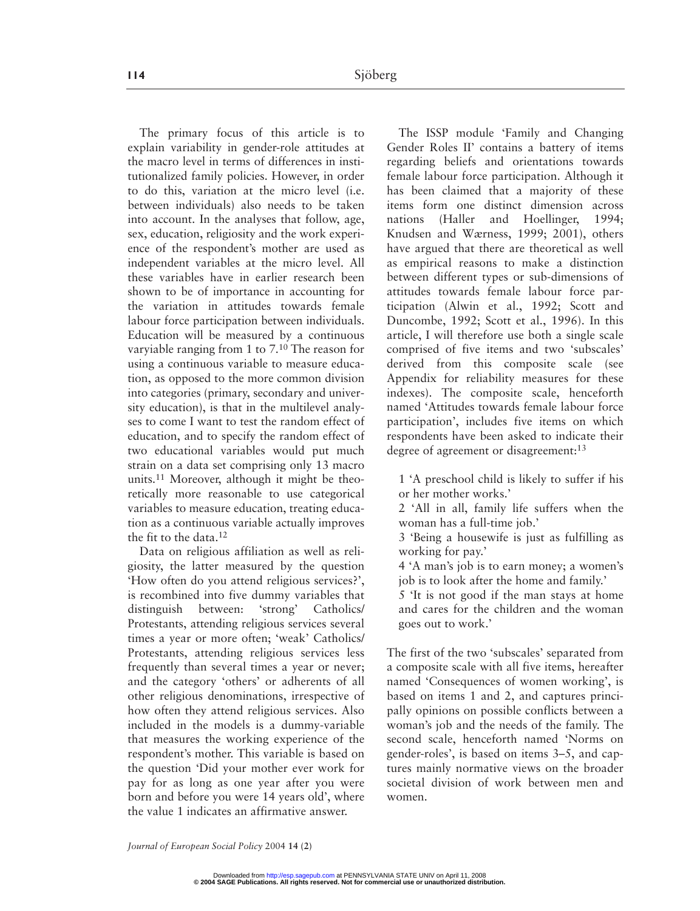The primary focus of this article is to explain variability in gender-role attitudes at the macro level in terms of differences in institutionalized family policies. However, in order to do this, variation at the micro level (i.e. between individuals) also needs to be taken into account. In the analyses that follow, age, sex, education, religiosity and the work experience of the respondent's mother are used as independent variables at the micro level. All these variables have in earlier research been shown to be of importance in accounting for the variation in attitudes towards female labour force participation between individuals. Education will be measured by a continuous varyiable ranging from 1 to 7.[10] The reason for using a continuous variable to measure education, as opposed to the more common division into categories (primary, secondary and university education), is that in the multilevel analyses to come I want to test the random effect of education, and to specify the random effect of two educational variables would put much strain on a data set comprising only 13 macro units.[11] Moreover, although it might be theoretically more reasonable to use categorical variables to measure education, treating education as a continuous variable actually improves the fit to the data.[12]

Data on religious affiliation as well as religiosity, the latter measured by the question 'How often do you attend religious services?', is recombined into five dummy variables that distinguish between: 'strong' Catholics/Protestants, attending religious services several times a year or more often; 'weak' Catholics/Protestants, attending religious services less frequently than several times a year or never; and the category 'others' or adherents of all other religious denominations, irrespective of how often they attend religious services. Also included in the models is a dummy-variable that measures the working experience of the respondent's mother. This variable is based on the question 'Did your mother ever work for pay for as long as one year after you were born and before you were 14 years old', where the value 1 indicates an affirmative answer.

The ISSP module 'Family and Changing Gender Roles II' contains a battery of items regarding beliefs and orientations towards female labour force participation. Although it has been claimed that a majority of these items form one distinct dimension across nations (Haller and Hoellinger, 1994; Knudsen and Wærness, 1999; 2001), others have argued that there are theoretical as well as empirical reasons to make a distinction between different types or sub-dimensions of attitudes towards female labour force participation (Alwin et al., 1992; Scott and Duncombe, 1992; Scott et al., 1996). In this article, I will therefore use both a single scale comprised of five items and two 'subscales' derived from this composite scale (see Appendix for reliability measures for these indexes). The composite scale, henceforth named 'Attitudes towards female labour force participation', includes five items on which respondents have been asked to indicate their degree of agreement or disagreement:[13]

1 'A preschool child is likely to suffer if his or her mother works.'
2 'All in all, family life suffers when the woman has a full-time job.'
3 'Being a housewife is just as fulfilling as working for pay.'
4 'A man's job is to earn money; a women's job is to look after the home and family.'
5 'It is not good if the man stays at home and cares for the children and the woman goes out to work.'

The first of the two 'subscales' separated from a composite scale with all five items, hereafter named 'Consequences of women working', is based on items 1 and 2, and captures principally opinions on possible conflicts between a woman's job and the needs of the family. The second scale, henceforth named 'Norms on gender-roles', is based on items 3–5, and captures mainly normative views on the broader societal division of work between men and women.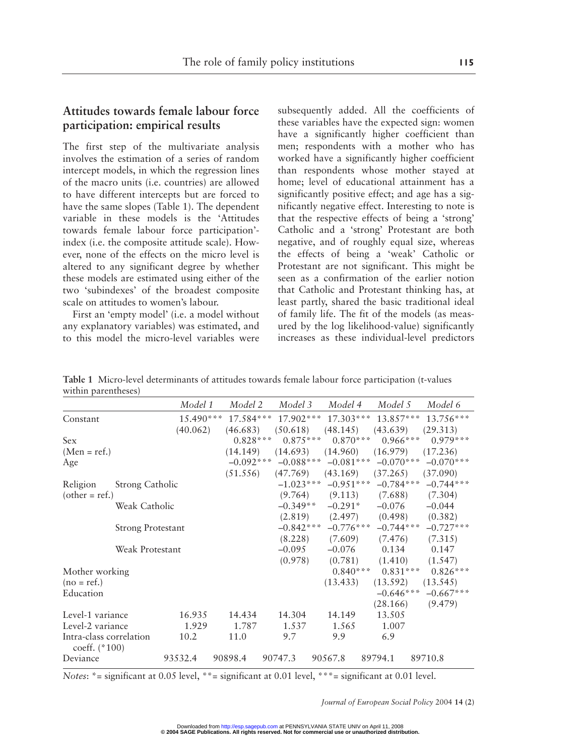## Attitudes towards female labour force participation: empirical results

The first step of the multivariate analysis involves the estimation of a series of random intercept models, in which the regression lines of the macro units (i.e. countries) are allowed to have different intercepts but are forced to have the same slopes (Table 1). The dependent variable in these models is the 'Attitudes towards female labour force participation'-index (i.e. the composite attitude scale). However, none of the effects on the micro level is altered to any significant degree by whether these models are estimated using either of the two 'subindexes' of the broadest composite scale on attitudes to women's labour.

First an 'empty model' (i.e. a model without any explanatory variables) was estimated, and to this model the micro-level variables were subsequently added. All the coefficients of these variables have the expected sign: women have a significantly higher coefficient than men; respondents with a mother who has worked have a significantly higher coefficient than respondents whose mother stayed at home; level of educational attainment has a significantly positive effect; and age has a significantly negative effect. Interesting to note is that the respective effects of being a 'strong' Catholic and a 'strong' Protestant are both negative, and of roughly equal size, whereas the effects of being a 'weak' Catholic or Protestant are not significant. This might be seen as a confirmation of the earlier notion that Catholic and Protestant thinking has, at least partly, shared the basic traditional ideal of family life. The fit of the models (as measured by the log likelihood-value) significantly increases as these individual-level predictors

**Table 1** Micro-level determinants of attitudes towards female labour force participation (t-values within parentheses)

| | | *Model 1* | *Model 2* | *Model 3* | *Model 4* | *Model 5* | *Model 6* |
|---|---|---|---|---|---|---|---|
| Constant | | 15.490*** | 17.584*** | 17.902*** | 17.303*** | 13.857*** | 13.756*** |
| | | (40.062) | (46.683) | (50.618) | (48.145) | (43.639) | (29.313) |
| Sex | | | 0.828*** | 0.875*** | 0.870*** | 0.966*** | 0.979*** |
| (Men = ref.) | | | (14.149) | (14.693) | (14.960) | (16.979) | (17.236) |
| Age | | | –0.092*** | –0.088*** | –0.081*** | –0.070*** | –0.070*** |
| | | | (51.556) | (47.769) | (43.169) | (37.265) | (37.090) |
| Religion | Strong Catholic | | | –1.023*** | –0.951*** | –0.784*** | –0.744*** |
| (other = ref.) | | | | (9.764) | (9.113) | (7.688) | (7.304) |
| | Weak Catholic | | | –0.349** | –0.291* | –0.076 | –0.044 |
| | | | | (2.819) | (2.497) | (0.498) | (0.382) |
| | Strong Protestant | | | –0.842*** | –0.776*** | –0.744*** | –0.727*** |
| | | | | (8.228) | (7.609) | (7.476) | (7.315) |
| | Weak Protestant | | | –0.095 | –0.076 | 0.134 | 0.147 |
| | | | | (0.978) | (0.781) | (1.410) | (1.547) |
| Mother working | | | | | 0.840*** | 0.831*** | 0.826*** |
| (no = ref.) | | | | | (13.433) | (13.592) | (13.545) |
| Education | | | | | | –0.646*** | –0.667*** |
| | | | | | | (28.166) | (9.479) |
| Level-1 variance | | 16.935 | 14.434 | 14.304 | 14.149 | 13.505 | |
| Level-2 variance | | 1.929 | 1.787 | 1.537 | 1.565 | 1.007 | |
| Intra-class correlation coeff. (*100) | | 10.2 | 11.0 | 9.7 | 9.9 | 6.9 | |
| Deviance | | 93532.4 | 90898.4 | 90747.3 | 90567.8 | 89794.1 | 89710.8 |

*Notes*: *= significant at 0.05 level, **= significant at 0.01 level, ***= significant at 0.01 level.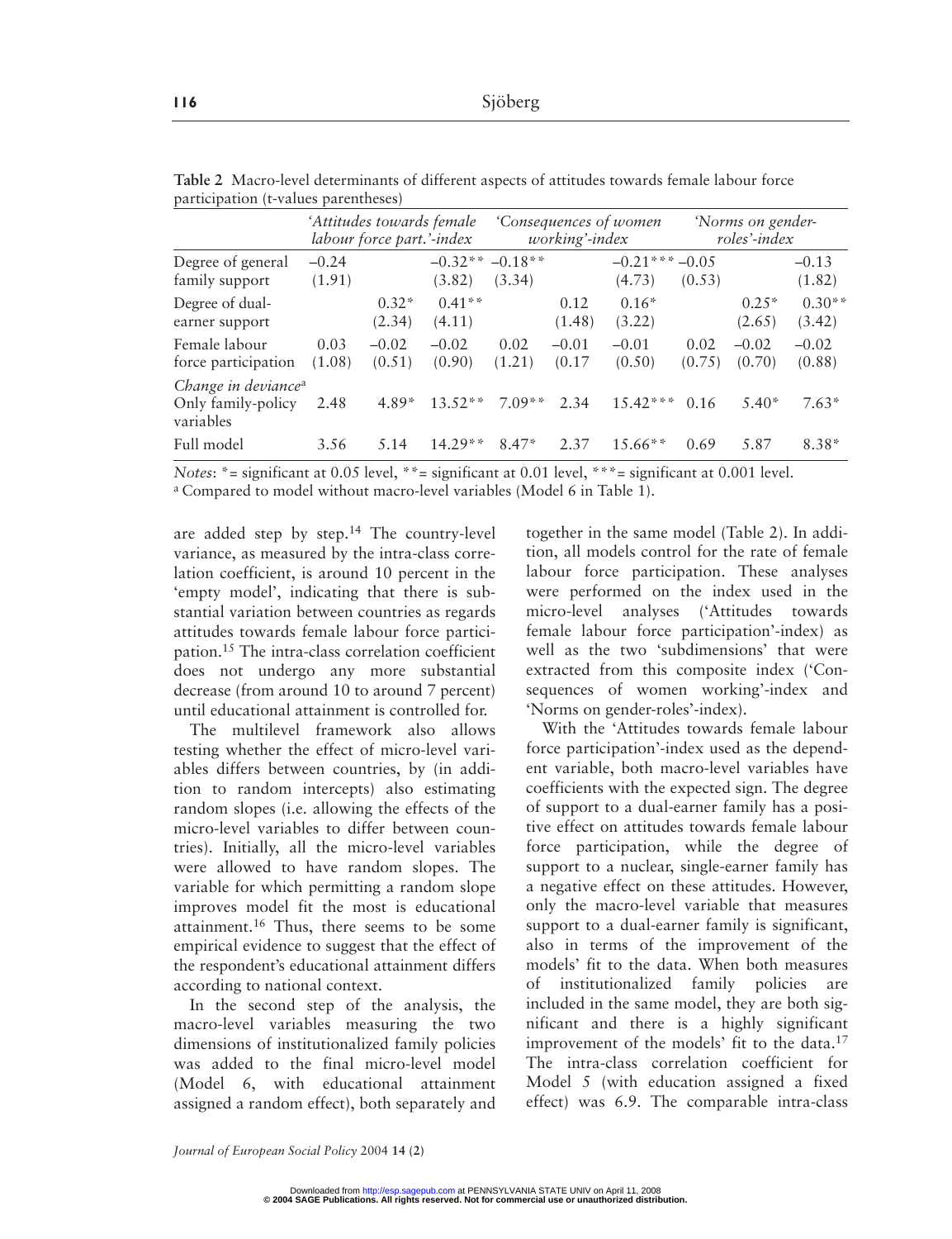**Table 2** Macro-level determinants of different aspects of attitudes towards female labour force participation (t-values parentheses)

| | 'Attitudes towards female labour force part.'-index | | | 'Consequences of women working'-index | | | 'Norms on gender-roles'-index | | |
|---|---|---|---|---|---|---|---|---|---|
| Degree of general family support | –0.24 (1.91) | | –0.32** (3.82) | –0.18** (3.34) | | –0.21*** (4.73) | –0.05 (0.53) | | –0.13 (1.82) |
| Degree of dual-earner support | | 0.32* (2.34) | 0.41** (4.11) | | 0.12 (1.48) | 0.16* (3.22) | | 0.25* (2.65) | 0.30** (3.42) |
| Female labour force participation | 0.03 (1.08) | –0.02 (0.51) | –0.02 (0.90) | 0.02 (1.21) | –0.01 (0.17 | –0.01 (0.50) | 0.02 (0.75) | –0.02 (0.70) | –0.02 (0.88) |
| *Change in deviance*[a] Only family-policy variables | 2.48 | 4.89* | 13.52** | 7.09** | 2.34 | 15.42*** | 0.16 | 5.40* | 7.63* |
| Full model | 3.56 | 5.14 | 14.29** | 8.47* | 2.37 | 15.66** | 0.69 | 5.87 | 8.38* |

*Notes*: *= significant at 0.05 level, **= significant at 0.01 level, ***= significant at 0.001 level.
[a] Compared to model without macro-level variables (Model 6 in Table 1).

are added step by step.[14] The country-level variance, as measured by the intra-class correlation coefficient, is around 10 percent in the 'empty model', indicating that there is substantial variation between countries as regards attitudes towards female labour force participation.[15] The intra-class correlation coefficient does not undergo any more substantial decrease (from around 10 to around 7 percent) until educational attainment is controlled for.

The multilevel framework also allows testing whether the effect of micro-level variables differs between countries, by (in addition to random intercepts) also estimating random slopes (i.e. allowing the effects of the micro-level variables to differ between countries). Initially, all the micro-level variables were allowed to have random slopes. The variable for which permitting a random slope improves model fit the most is educational attainment.[16] Thus, there seems to be some empirical evidence to suggest that the effect of the respondent's educational attainment differs according to national context.

In the second step of the analysis, the macro-level variables measuring the two dimensions of institutionalized family policies was added to the final micro-level model (Model 6, with educational attainment assigned a random effect), both separately and together in the same model (Table 2). In addition, all models control for the rate of female labour force participation. These analyses were performed on the index used in the micro-level analyses ('Attitudes towards female labour force participation'-index) as well as the two 'subdimensions' that were extracted from this composite index ('Consequences of women working'-index and 'Norms on gender-roles'-index).

With the 'Attitudes towards female labour force participation'-index used as the dependent variable, both macro-level variables have coefficients with the expected sign. The degree of support to a dual-earner family has a positive effect on attitudes towards female labour force participation, while the degree of support to a nuclear, single-earner family has a negative effect on these attitudes. However, only the macro-level variable that measures support to a dual-earner family is significant, also in terms of the improvement of the models' fit to the data. When both measures of institutionalized family policies are included in the same model, they are both significant and there is a highly significant improvement of the models' fit to the data.[17] The intra-class correlation coefficient for Model 5 (with education assigned a fixed effect) was 6.9. The comparable intra-class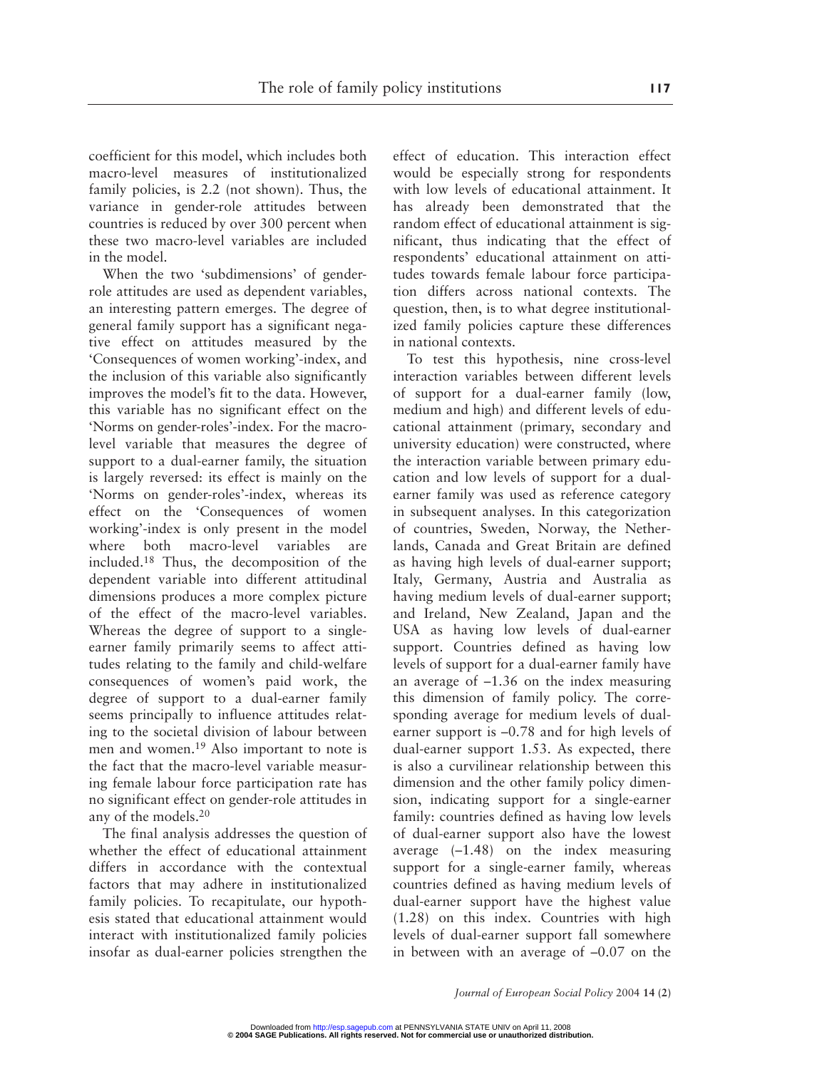coefficient for this model, which includes both macro-level measures of institutionalized family policies, is 2.2 (not shown). Thus, the variance in gender-role attitudes between countries is reduced by over 300 percent when these two macro-level variables are included in the model.

When the two 'subdimensions' of gender-role attitudes are used as dependent variables, an interesting pattern emerges. The degree of general family support has a significant negative effect on attitudes measured by the 'Consequences of women working'-index, and the inclusion of this variable also significantly improves the model's fit to the data. However, this variable has no significant effect on the 'Norms on gender-roles'-index. For the macro-level variable that measures the degree of support to a dual-earner family, the situation is largely reversed: its effect is mainly on the 'Norms on gender-roles'-index, whereas its effect on the 'Consequences of women working'-index is only present in the model where both macro-level variables are included.[18] Thus, the decomposition of the dependent variable into different attitudinal dimensions produces a more complex picture of the effect of the macro-level variables. Whereas the degree of support to a single-earner family primarily seems to affect attitudes relating to the family and child-welfare consequences of women's paid work, the degree of support to a dual-earner family seems principally to influence attitudes relating to the societal division of labour between men and women.[19] Also important to note is the fact that the macro-level variable measuring female labour force participation rate has no significant effect on gender-role attitudes in any of the models.[20]

The final analysis addresses the question of whether the effect of educational attainment differs in accordance with the contextual factors that may adhere in institutionalized family policies. To recapitulate, our hypothesis stated that educational attainment would interact with institutionalized family policies insofar as dual-earner policies strengthen the effect of education. This interaction effect would be especially strong for respondents with low levels of educational attainment. It has already been demonstrated that the random effect of educational attainment is significant, thus indicating that the effect of respondents' educational attainment on attitudes towards female labour force participation differs across national contexts. The question, then, is to what degree institutionalized family policies capture these differences in national contexts.

To test this hypothesis, nine cross-level interaction variables between different levels of support for a dual-earner family (low, medium and high) and different levels of educational attainment (primary, secondary and university education) were constructed, where the interaction variable between primary education and low levels of support for a dual-earner family was used as reference category in subsequent analyses. In this categorization of countries, Sweden, Norway, the Netherlands, Canada and Great Britain are defined as having high levels of dual-earner support; Italy, Germany, Austria and Australia as having medium levels of dual-earner support; and Ireland, New Zealand, Japan and the USA as having low levels of dual-earner support. Countries defined as having low levels of support for a dual-earner family have an average of –1.36 on the index measuring this dimension of family policy. The corresponding average for medium levels of dual-earner support is –0.78 and for high levels of dual-earner support 1.53. As expected, there is also a curvilinear relationship between this dimension and the other family policy dimension, indicating support for a single-earner family: countries defined as having low levels of dual-earner support also have the lowest average (–1.48) on the index measuring support for a single-earner family, whereas countries defined as having medium levels of dual-earner support have the highest value (1.28) on this index. Countries with high levels of dual-earner support fall somewhere in between with an average of –0.07 on the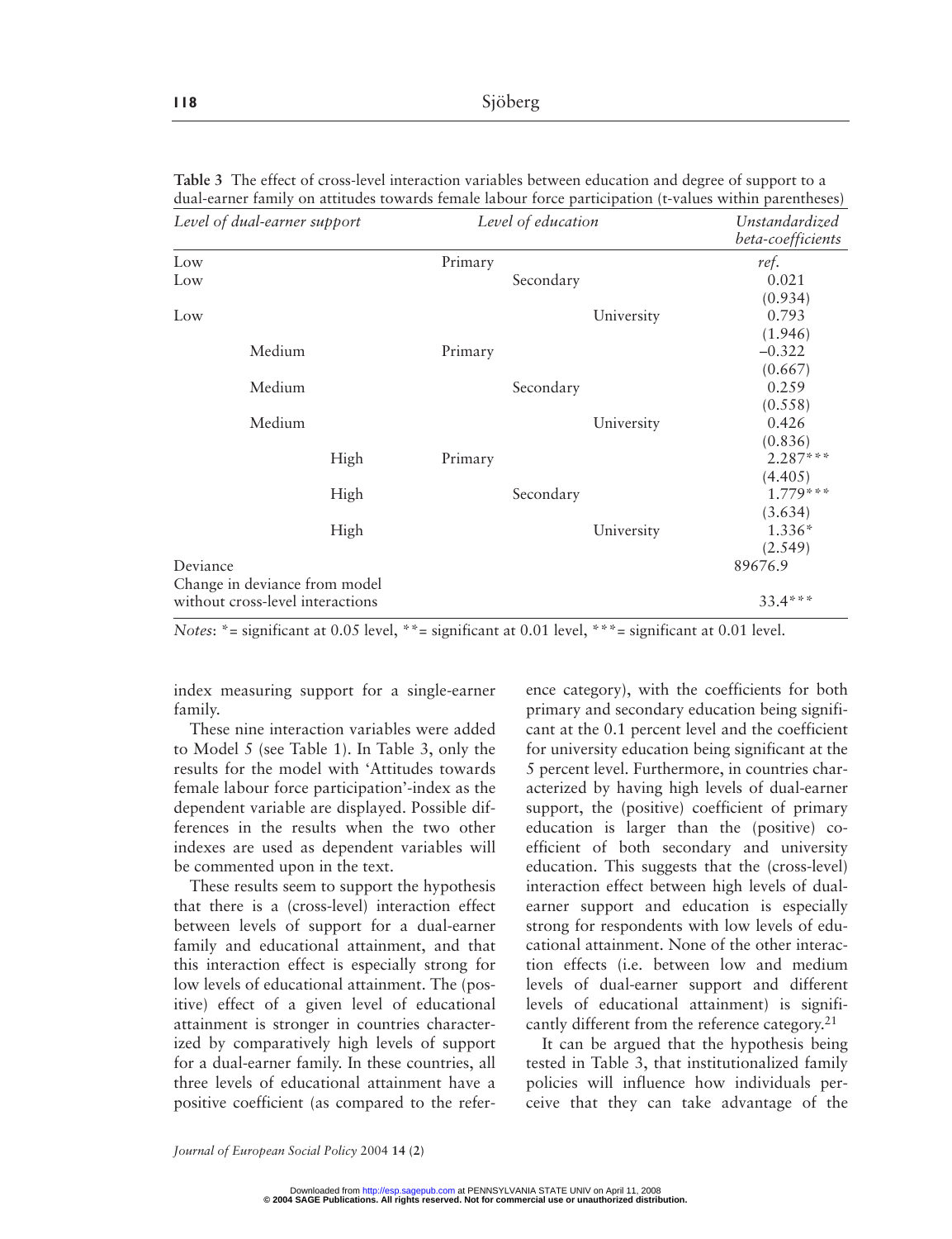**Table 3** The effect of cross-level interaction variables between education and degree of support to a dual-earner family on attitudes towards female labour force participation (t-values within parentheses)

| *Level of dual-earner support* | *Level of education* | *Unstandardized beta-coefficients* |
|---|---|---|
| Low | Primary | *ref.* |
| Low | Secondary | 0.021 (0.934) |
| Low | University | 0.793 (1.946) |
| Medium | Primary | –0.322 (0.667) |
| Medium | Secondary | 0.259 (0.558) |
| Medium | University | 0.426 (0.836) |
| High | Primary | 2.287*** (4.405) |
| High | Secondary | 1.779*** (3.634) |
| High | University | 1.336* (2.549) |
| Deviance | | 89676.9 |
| Change in deviance from model without cross-level interactions | | 33.4*** |

*Notes*: * = significant at 0.05 level, ** = significant at 0.01 level, *** = significant at 0.01 level.

index measuring support for a single-earner family.

These nine interaction variables were added to Model 5 (see Table 1). In Table 3, only the results for the model with 'Attitudes towards female labour force participation'-index as the dependent variable are displayed. Possible differences in the results when the two other indexes are used as dependent variables will be commented upon in the text.

These results seem to support the hypothesis that there is a (cross-level) interaction effect between levels of support for a dual-earner family and educational attainment, and that this interaction effect is especially strong for low levels of educational attainment. The (positive) effect of a given level of educational attainment is stronger in countries characterized by comparatively high levels of support for a dual-earner family. In these countries, all three levels of educational attainment have a positive coefficient (as compared to the reference category), with the coefficients for both primary and secondary education being significant at the 0.1 percent level and the coefficient for university education being significant at the 5 percent level. Furthermore, in countries characterized by having high levels of dual-earner support, the (positive) coefficient of primary education is larger than the (positive) coefficient of both secondary and university education. This suggests that the (cross-level) interaction effect between high levels of dual-earner support and education is especially strong for respondents with low levels of educational attainment. None of the other interaction effects (i.e. between low and medium levels of dual-earner support and different levels of educational attainment) is significantly different from the reference category.[21]

It can be argued that the hypothesis being tested in Table 3, that institutionalized family policies will influence how individuals perceive that they can take advantage of the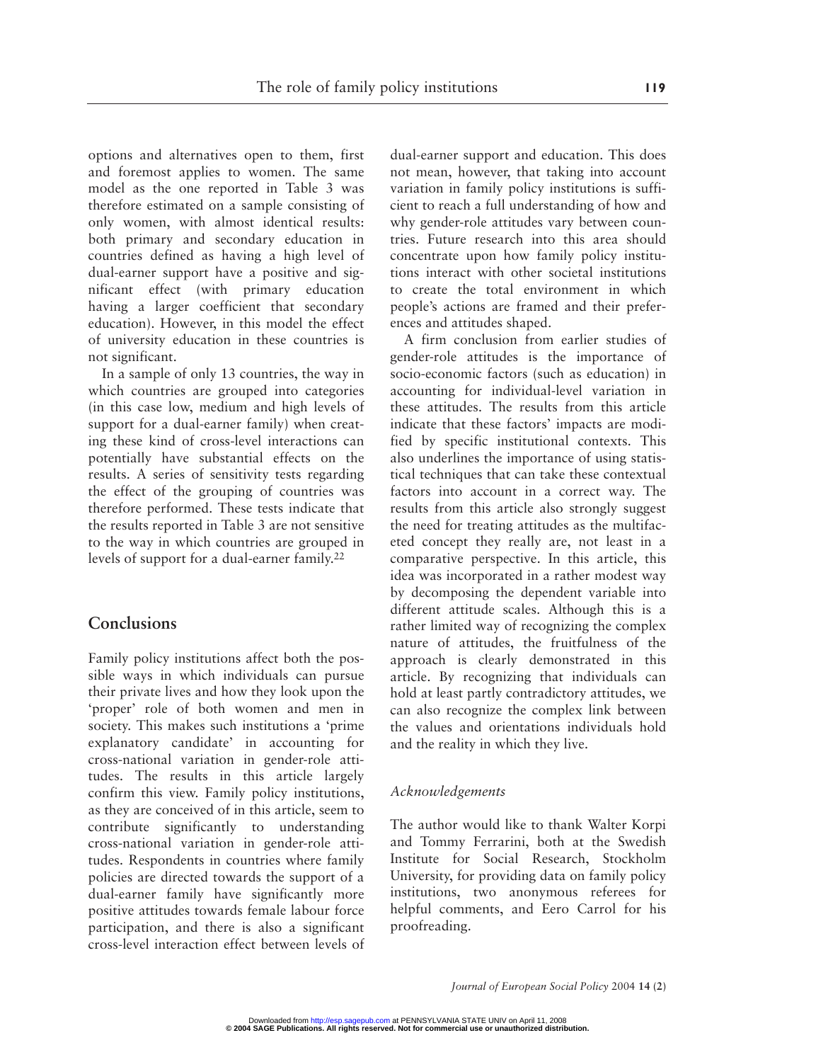options and alternatives open to them, first and foremost applies to women. The same model as the one reported in Table 3 was therefore estimated on a sample consisting of only women, with almost identical results: both primary and secondary education in countries defined as having a high level of dual-earner support have a positive and significant effect (with primary education having a larger coefficient that secondary education). However, in this model the effect of university education in these countries is not significant.

In a sample of only 13 countries, the way in which countries are grouped into categories (in this case low, medium and high levels of support for a dual-earner family) when creating these kind of cross-level interactions can potentially have substantial effects on the results. A series of sensitivity tests regarding the effect of the grouping of countries was therefore performed. These tests indicate that the results reported in Table 3 are not sensitive to the way in which countries are grouped in levels of support for a dual-earner family.[22]

## Conclusions

Family policy institutions affect both the possible ways in which individuals can pursue their private lives and how they look upon the 'proper' role of both women and men in society. This makes such institutions a 'prime explanatory candidate' in accounting for cross-national variation in gender-role attitudes. The results in this article largely confirm this view. Family policy institutions, as they are conceived of in this article, seem to contribute significantly to understanding cross-national variation in gender-role attitudes. Respondents in countries where family policies are directed towards the support of a dual-earner family have significantly more positive attitudes towards female labour force participation, and there is also a significant cross-level interaction effect between levels of dual-earner support and education. This does not mean, however, that taking into account variation in family policy institutions is sufficient to reach a full understanding of how and why gender-role attitudes vary between countries. Future research into this area should concentrate upon how family policy institutions interact with other societal institutions to create the total environment in which people's actions are framed and their preferences and attitudes shaped.

A firm conclusion from earlier studies of gender-role attitudes is the importance of socio-economic factors (such as education) in accounting for individual-level variation in these attitudes. The results from this article indicate that these factors' impacts are modified by specific institutional contexts. This also underlines the importance of using statistical techniques that can take these contextual factors into account in a correct way. The results from this article also strongly suggest the need for treating attitudes as the multifaceted concept they really are, not least in a comparative perspective. In this article, this idea was incorporated in a rather modest way by decomposing the dependent variable into different attitude scales. Although this is a rather limited way of recognizing the complex nature of attitudes, the fruitfulness of the approach is clearly demonstrated in this article. By recognizing that individuals can hold at least partly contradictory attitudes, we can also recognize the complex link between the values and orientations individuals hold and the reality in which they live.

### *Acknowledgements*

The author would like to thank Walter Korpi and Tommy Ferrarini, both at the Swedish Institute for Social Research, Stockholm University, for providing data on family policy institutions, two anonymous referees for helpful comments, and Eero Carrol for his proofreading.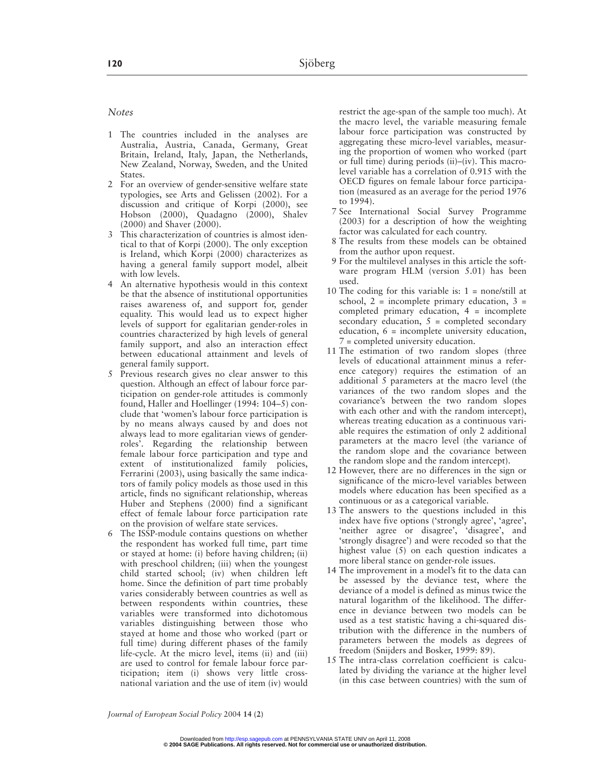*Notes*

1 The countries included in the analyses are Australia, Austria, Canada, Germany, Great Britain, Ireland, Italy, Japan, the Netherlands, New Zealand, Norway, Sweden, and the United States.
2 For an overview of gender-sensitive welfare state typologies, see Arts and Gelissen (2002). For a discussion and critique of Korpi (2000), see Hobson (2000), Quadagno (2000), Shalev (2000) and Shaver (2000).
3 This characterization of countries is almost identical to that of Korpi (2000). The only exception is Ireland, which Korpi (2000) characterizes as having a general family support model, albeit with low levels.
4 An alternative hypothesis would in this context be that the absence of institutional opportunities raises awareness of, and support for, gender equality. This would lead us to expect higher levels of support for egalitarian gender-roles in countries characterized by high levels of general family support, and also an interaction effect between educational attainment and levels of general family support.
5 Previous research gives no clear answer to this question. Although an effect of labour force participation on gender-role attitudes is commonly found, Haller and Hoellinger (1994: 104–5) conclude that 'women's labour force participation is by no means always caused by and does not always lead to more egalitarian views of gender-roles'. Regarding the relationship between female labour force participation and type and extent of institutionalized family policies, Ferrarini (2003), using basically the same indicators of family policy models as those used in this article, finds no significant relationship, whereas Huber and Stephens (2000) find a significant effect of female labour force participation rate on the provision of welfare state services.
6 The ISSP-module contains questions on whether the respondent has worked full time, part time or stayed at home: (i) before having children; (ii) with preschool children; (iii) when the youngest child started school; (iv) when children left home. Since the definition of part time probably varies considerably between countries as well as between respondents within countries, these variables were transformed into dichotomous variables distinguishing between those who stayed at home and those who worked (part or full time) during different phases of the family life-cycle. At the micro level, items (ii) and (iii) are used to control for female labour force participation; item (i) shows very little cross-national variation and the use of item (iv) would restrict the age-span of the sample too much). At the macro level, the variable measuring female labour force participation was constructed by aggregating these micro-level variables, measuring the proportion of women who worked (part or full time) during periods (ii)–(iv). This macro-level variable has a correlation of 0.915 with the OECD figures on female labour force participation (measured as an average for the period 1976 to 1994).
7 See International Social Survey Programme (2003) for a description of how the weighting factor was calculated for each country.
8 The results from these models can be obtained from the author upon request.
9 For the multilevel analyses in this article the software program HLM (version 5.01) has been used.
10 The coding for this variable is: 1 = none/still at school, 2 = incomplete primary education, 3 = completed primary education, 4 = incomplete secondary education, 5 = completed secondary education, 6 = incomplete university education, 7 = completed university education.
11 The estimation of two random slopes (three levels of educational attainment minus a reference category) requires the estimation of an additional 5 parameters at the macro level (the variances of the two random slopes and the covariance's between the two random slopes with each other and with the random intercept), whereas treating education as a continuous variable requires the estimation of only 2 additional parameters at the macro level (the variance of the random slope and the covariance between the random slope and the random intercept).
12 However, there are no differences in the sign or significance of the micro-level variables between models where education has been specified as a continuous or as a categorical variable.
13 The answers to the questions included in this index have five options ('strongly agree', 'agree', 'neither agree or disagree', 'disagree', and 'strongly disagree') and were recoded so that the highest value (5) on each question indicates a more liberal stance on gender-role issues.
14 The improvement in a model's fit to the data can be assessed by the deviance test, where the deviance of a model is defined as minus twice the natural logarithm of the likelihood. The difference in deviance between two models can be used as a test statistic having a chi-squared distribution with the difference in the numbers of parameters between the models as degrees of freedom (Snijders and Bosker, 1999: 89).
15 The intra-class correlation coefficient is calculated by dividing the variance at the higher level (in this case between countries) with the sum of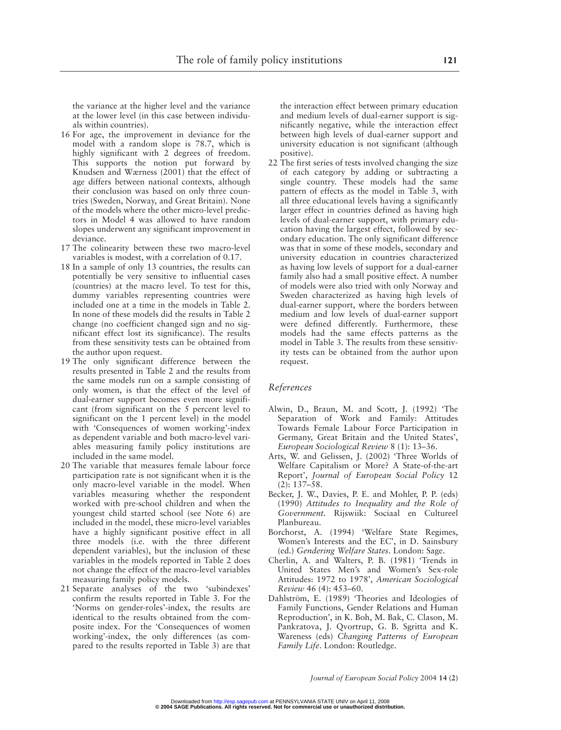the variance at the higher level and the variance at the lower level (in this case between individuals within countries).

16 For age, the improvement in deviance for the model with a random slope is 78.7, which is highly significant with 2 degrees of freedom. This supports the notion put forward by Knudsen and Wærness (2001) that the effect of age differs between national contexts, although their conclusion was based on only three countries (Sweden, Norway, and Great Britain). None of the models where the other micro-level predictors in Model 4 was allowed to have random slopes underwent any significant improvement in deviance.

17 The colinearity between these two macro-level variables is modest, with a correlation of 0.17.

18 In a sample of only 13 countries, the results can potentially be very sensitive to influential cases (countries) at the macro level. To test for this, dummy variables representing countries were included one at a time in the models in Table 2. In none of these models did the results in Table 2 change (no coefficient changed sign and no significant effect lost its significance). The results from these sensitivity tests can be obtained from the author upon request.

19 The only significant difference between the results presented in Table 2 and the results from the same models run on a sample consisting of only women, is that the effect of the level of dual-earner support becomes even more significant (from significant on the 5 percent level to significant on the 1 percent level) in the model with 'Consequences of women working'-index as dependent variable and both macro-level variables measuring family policy institutions are included in the same model.

20 The variable that measures female labour force participation rate is not significant when it is the only macro-level variable in the model. When variables measuring whether the respondent worked with pre-school children and when the youngest child started school (see Note 6) are included in the model, these micro-level variables have a highly significant positive effect in all three models (i.e. with the three different dependent variables), but the inclusion of these variables in the models reported in Table 2 does not change the effect of the macro-level variables measuring family policy models.

21 Separate analyses of the two 'subindexes' confirm the results reported in Table 3. For the 'Norms on gender-roles'-index, the results are identical to the results obtained from the composite index. For the 'Consequences of women working'-index, the only differences (as compared to the results reported in Table 3) are that the interaction effect between primary education and medium levels of dual-earner support is significantly negative, while the interaction effect between high levels of dual-earner support and university education is not significant (although positive).

22 The first series of tests involved changing the size of each category by adding or subtracting a single country. These models had the same pattern of effects as the model in Table 3, with all three educational levels having a significantly larger effect in countries defined as having high levels of dual-earner support, with primary education having the largest effect, followed by secondary education. The only significant difference was that in some of these models, secondary and university education in countries characterized as having low levels of support for a dual-earner family also had a small positive effect. A number of models were also tried with only Norway and Sweden characterized as having high levels of dual-earner support, where the borders between medium and low levels of dual-earner support were defined differently. Furthermore, these models had the same effects patterns as the model in Table 3. The results from these sensitivity tests can be obtained from the author upon request.

## *References*

Alwin, D., Braun, M. and Scott, J. (1992) 'The Separation of Work and Family: Attitudes Towards Female Labour Force Participation in Germany, Great Britain and the United States', *European Sociological Review* 8 (1): 13–36.

Arts, W. and Gelissen, J. (2002) 'Three Worlds of Welfare Capitalism or More? A State-of-the-art Report', *Journal of European Social Policy* 12 (2): 137–58.

Becker, J. W., Davies, P. E. and Mohler, P. P. (eds) (1990) *Attitudes to Inequality and the Role of Government*. Rijswiik: Sociaal en Cultureel Planbureau.

Borchorst, A. (1994) 'Welfare State Regimes, Women's Interests and the EC', in D. Sainsbury (ed.) *Gendering Welfare States*. London: Sage.

Cherlin, A. and Walters, P. B. (1981) 'Trends in United States Men's and Women's Sex-role Attitudes: 1972 to 1978', *American Sociological Review* 46 (4): 453–60.

Dahlström, E. (1989) 'Theories and Ideologies of Family Functions, Gender Relations and Human Reproduction', in K. Boh, M. Bak, C. Clason, M. Pankratova, J. Qvortrup, G. B. Sgritta and K. Wareness (eds) *Changing Patterns of European Family Life*. London: Routledge.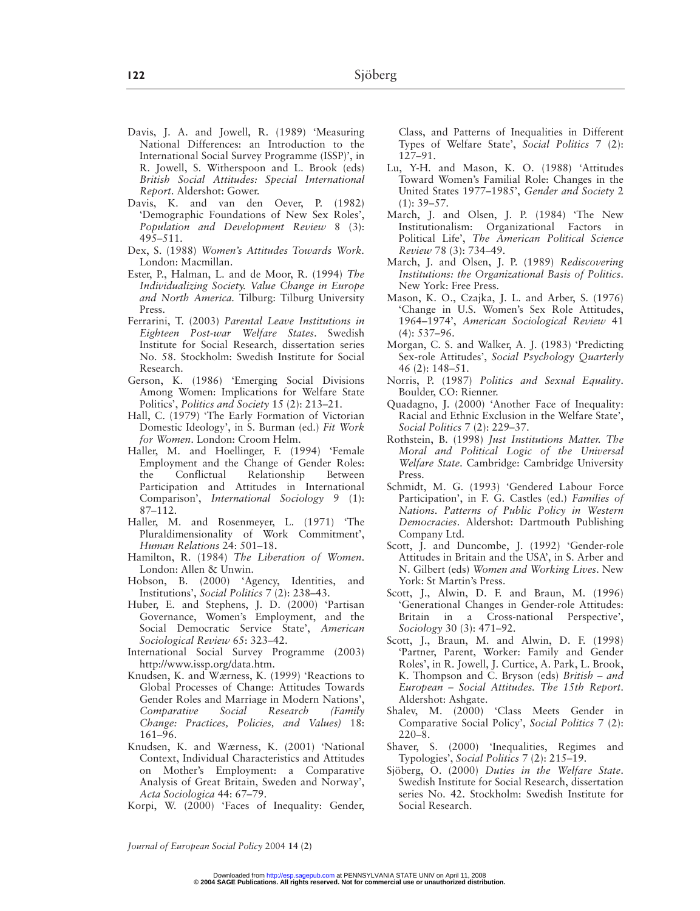Davis, J. A. and Jowell, R. (1989) 'Measuring National Differences: an Introduction to the International Social Survey Programme (ISSP)', in R. Jowell, S. Witherspoon and L. Brook (eds) *British Social Attitudes: Special International Report*. Aldershot: Gower.

Davis, K. and van den Oever, P. (1982) 'Demographic Foundations of New Sex Roles', *Population and Development Review* 8 (3): 495–511.

Dex, S. (1988) *Women's Attitudes Towards Work*. London: Macmillan.

Ester, P., Halman, L. and de Moor, R. (1994) *The Individualizing Society. Value Change in Europe and North America.* Tilburg: Tilburg University Press.

Ferrarini, T. (2003) *Parental Leave Institutions in Eighteen Post-war Welfare States*. Swedish Institute for Social Research, dissertation series No. 58. Stockholm: Swedish Institute for Social Research.

Gerson, K. (1986) 'Emerging Social Divisions Among Women: Implications for Welfare State Politics', *Politics and Society* 15 (2): 213–21.

Hall, C. (1979) 'The Early Formation of Victorian Domestic Ideology', in S. Burman (ed.) *Fit Work for Women*. London: Croom Helm.

Haller, M. and Hoellinger, F. (1994) 'Female Employment and the Change of Gender Roles: the Conflictual Relationship Between Participation and Attitudes in International Comparison', *International Sociology* 9 (1): 87–112.

Haller, M. and Rosenmeyer, L. (1971) 'The Pluraldimensionality of Work Commitment', *Human Relations* 24: 501–18.

Hamilton, R. (1984) *The Liberation of Women*. London: Allen & Unwin.

Hobson, B. (2000) 'Agency, Identities, and Institutions', *Social Politics* 7 (2): 238–43.

Huber, E. and Stephens, J. D. (2000) 'Partisan Governance, Women's Employment, and the Social Democratic Service State', *American Sociological Review* 65: 323–42.

International Social Survey Programme (2003) http://www.issp.org/data.htm.

Knudsen, K. and Wærness, K. (1999) 'Reactions to Global Processes of Change: Attitudes Towards Gender Roles and Marriage in Modern Nations', *Comparative Social Research (Family Change: Practices, Policies, and Values)* 18: 161–96.

Knudsen, K. and Wærness, K. (2001) 'National Context, Individual Characteristics and Attitudes on Mother's Employment: a Comparative Analysis of Great Britain, Sweden and Norway', *Acta Sociologica* 44: 67–79.

Korpi, W. (2000) 'Faces of Inequality: Gender, Class, and Patterns of Inequalities in Different Types of Welfare State', *Social Politics* 7 (2): 127–91.

Lu, Y-H. and Mason, K. O. (1988) 'Attitudes Toward Women's Familial Role: Changes in the United States 1977–1985', *Gender and Society* 2 (1): 39–57.

March, J. and Olsen, J. P. (1984) 'The New Institutionalism: Organizational Factors in Political Life', *The American Political Science Review* 78 (3): 734–49.

March, J. and Olsen, J. P. (1989) *Rediscovering Institutions: the Organizational Basis of Politics*. New York: Free Press.

Mason, K. O., Czajka, J. L. and Arber, S. (1976) 'Change in U.S. Women's Sex Role Attitudes, 1964–1974', *American Sociological Review* 41 (4): 537–96.

Morgan, C. S. and Walker, A. J. (1983) 'Predicting Sex-role Attitudes', *Social Psychology Quarterly* 46 (2): 148–51.

Norris, P. (1987) *Politics and Sexual Equality*. Boulder, CO: Rienner.

Quadagno, J. (2000) 'Another Face of Inequality: Racial and Ethnic Exclusion in the Welfare State', *Social Politics* 7 (2): 229–37.

Rothstein, B. (1998) *Just Institutions Matter. The Moral and Political Logic of the Universal Welfare State*. Cambridge: Cambridge University Press.

Schmidt, M. G. (1993) 'Gendered Labour Force Participation', in F. G. Castles (ed.) *Families of Nations. Patterns of Public Policy in Western Democracies*. Aldershot: Dartmouth Publishing Company Ltd.

Scott, J. and Duncombe, J. (1992) 'Gender-role Attitudes in Britain and the USA', in S. Arber and N. Gilbert (eds) *Women and Working Lives*. New York: St Martin's Press.

Scott, J., Alwin, D. F. and Braun, M. (1996) 'Generational Changes in Gender-role Attitudes: Britain in a Cross-national Perspective', *Sociology* 30 (3): 471–92.

Scott, J., Braun, M. and Alwin, D. F. (1998) 'Partner, Parent, Worker: Family and Gender Roles', in R. Jowell, J. Curtice, A. Park, L. Brook, K. Thompson and C. Bryson (eds) *British – and European – Social Attitudes. The 15th Report*. Aldershot: Ashgate.

Shalev, M. (2000) 'Class Meets Gender in Comparative Social Policy', *Social Politics* 7 (2): 220–8.

Shaver, S. (2000) 'Inequalities, Regimes and Typologies', *Social Politics* 7 (2): 215–19.

Sjöberg, O. (2000) *Duties in the Welfare State*. Swedish Institute for Social Research, dissertation series No. 42. Stockholm: Swedish Institute for Social Research.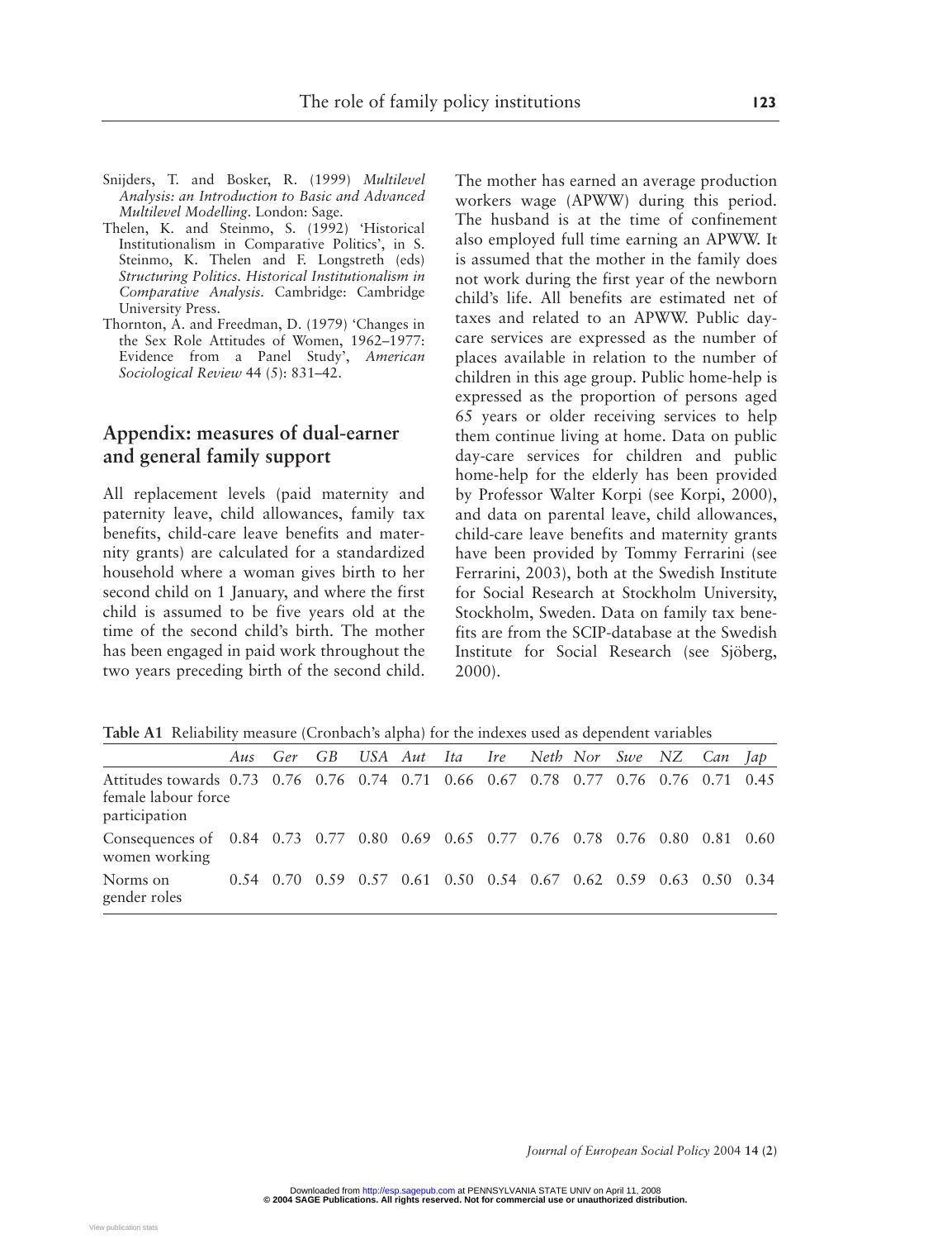Snijders, T. and Bosker, R. (1999) *Multilevel Analysis: an Introduction to Basic and Advanced Multilevel Modelling*. London: Sage.

Thelen, K. and Steinmo, S. (1992) 'Historical Institutionalism in Comparative Politics', in S. Steinmo, K. Thelen and F. Longstreth (eds) *Structuring Politics. Historical Institutionalism in Comparative Analysis*. Cambridge: Cambridge University Press.

Thornton, A. and Freedman, D. (1979) 'Changes in the Sex Role Attitudes of Women, 1962–1977: Evidence from a Panel Study', *American Sociological Review* 44 (5): 831–42.

## Appendix: measures of dual-earner and general family support

All replacement levels (paid maternity and paternity leave, child allowances, family tax benefits, child-care leave benefits and maternity grants) are calculated for a standardized household where a woman gives birth to her second child on 1 January, and where the first child is assumed to be five years old at the time of the second child's birth. The mother has been engaged in paid work throughout the two years preceding birth of the second child. The mother has earned an average production workers wage (APWW) during this period. The husband is at the time of confinement also employed full time earning an APWW. It is assumed that the mother in the family does not work during the first year of the newborn child's life. All benefits are estimated net of taxes and related to an APWW. Public day-care services are expressed as the number of places available in relation to the number of children in this age group. Public home-help is expressed as the proportion of persons aged 65 years or older receiving services to help them continue living at home. Data on public day-care services for children and public home-help for the elderly has been provided by Professor Walter Korpi (see Korpi, 2000), and data on parental leave, child allowances, child-care leave benefits and maternity grants have been provided by Tommy Ferrarini (see Ferrarini, 2003), both at the Swedish Institute for Social Research at Stockholm University, Stockholm, Sweden. Data on family tax benefits are from the SCIP-database at the Swedish Institute for Social Research (see Sjöberg, 2000).

**Table A1** Reliability measure (Cronbach's alpha) for the indexes used as dependent variables

| | *Aus* | *Ger* | *GB* | *USA* | *Aut* | *Ita* | *Ire* | *Neth* | *Nor* | *Swe* | *NZ* | *Can* | *Jap* |
|---|---|---|---|---|---|---|---|---|---|---|---|---|---|
| Attitudes towards female labour force participation | 0.73 | 0.76 | 0.76 | 0.74 | 0.71 | 0.66 | 0.67 | 0.78 | 0.77 | 0.76 | 0.76 | 0.71 | 0.45 |
| Consequences of women working | 0.84 | 0.73 | 0.77 | 0.80 | 0.69 | 0.65 | 0.77 | 0.76 | 0.78 | 0.76 | 0.80 | 0.81 | 0.60 |
| Norms on gender roles | 0.54 | 0.70 | 0.59 | 0.57 | 0.61 | 0.50 | 0.54 | 0.67 | 0.62 | 0.59 | 0.63 | 0.50 | 0.34 |